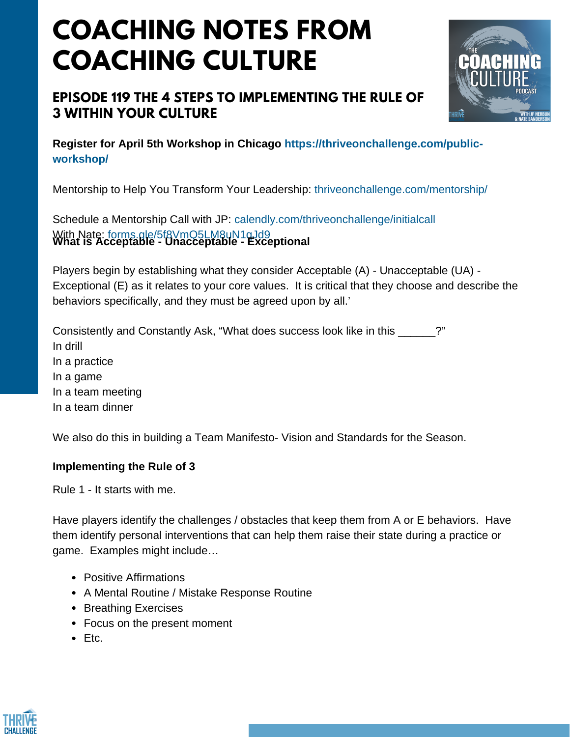# COACHING NOTES FROM COACHING CULTURE

## EPISODE 119 THE 4 STEPS TO IMPLEMENTING THE RULE OF 3 WITHIN YOUR CULTURE

**Register for April 5th Workshop in Chicago https://thriveonchallenge.com/public-workshop/**

Mentorship to Help You Transform Your Leadership: thriveonchallenge.com/mentorship/

Schedule a Mentorship Call with JP: calendly.com/thriveonchallenge/initialcall

With Nate: forms.gle/5f8VmQ5LM8uN1gJd9

**What is Acceptable - Unacceptable - Exceptional**

Players begin by establishing what they consider Acceptable (A) - Unacceptable (UA) - Exceptional (E) as it relates to your core values. It is critical that they choose and describe the behaviors specifically, and they must be agreed upon by all.'

Consistently and Constantly Ask, "What does success look like in this ______?"
In drill
In a practice
In a game
In a team meeting
In a team dinner

We also do this in building a Team Manifesto- Vision and Standards for the Season.

**Implementing the Rule of 3**

Rule 1 - It starts with me.

Have players identify the challenges / obstacles that keep them from A or E behaviors. Have them identify personal interventions that can help them raise their state during a practice or game. Examples might include…

- Positive Affirmations
- A Mental Routine / Mistake Response Routine
- Breathing Exercises
- Focus on the present moment
- Etc.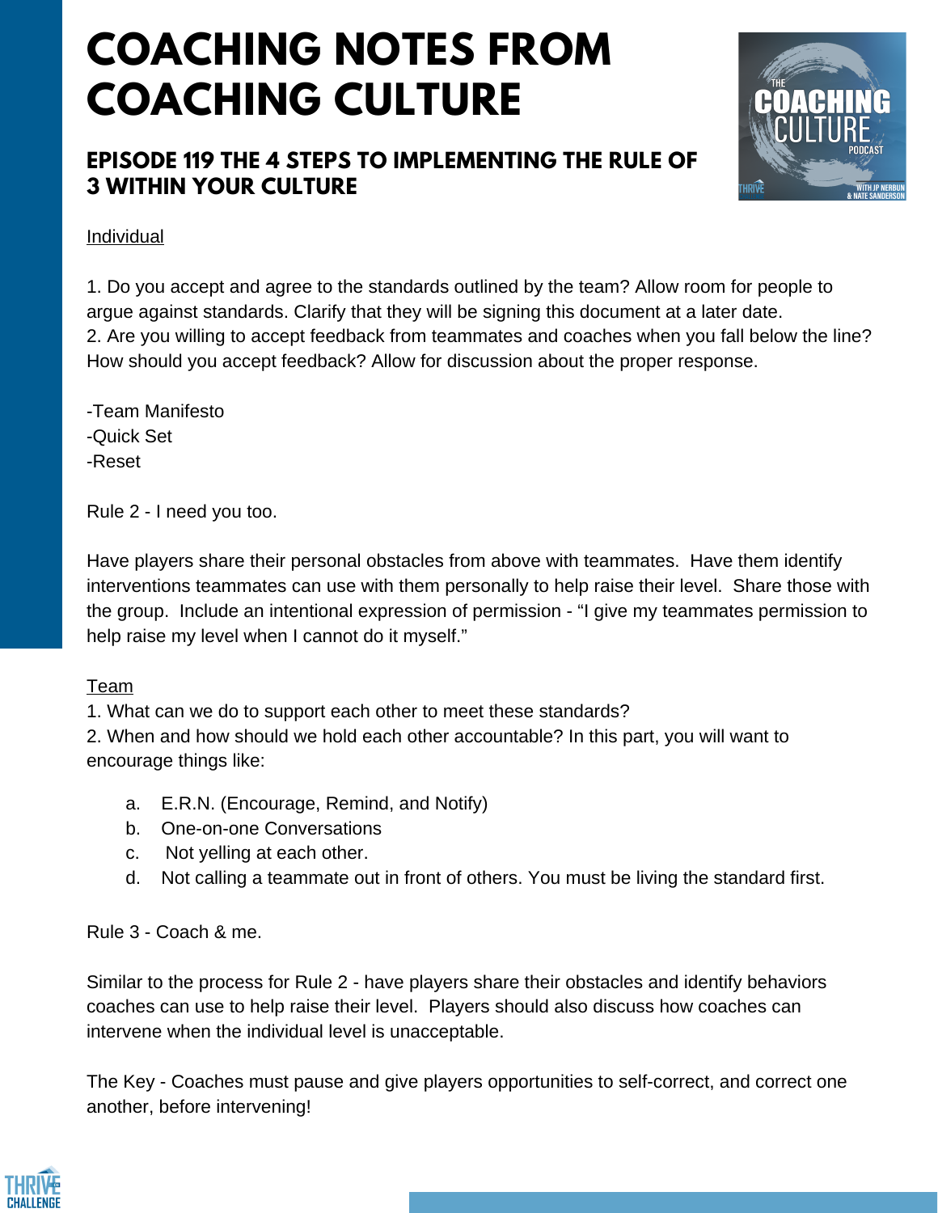# COACHING NOTES FROM COACHING CULTURE

## EPISODE 119 THE 4 STEPS TO IMPLEMENTING THE RULE OF 3 WITHIN YOUR CULTURE

<u>Individual</u>

1. Do you accept and agree to the standards outlined by the team? Allow room for people to argue against standards. Clarify that they will be signing this document at a later date.
2. Are you willing to accept feedback from teammates and coaches when you fall below the line? How should you accept feedback? Allow for discussion about the proper response.

-Team Manifesto
-Quick Set
-Reset

Rule 2 - I need you too.

Have players share their personal obstacles from above with teammates. Have them identify interventions teammates can use with them personally to help raise their level. Share those with the group. Include an intentional expression of permission - "I give my teammates permission to help raise my level when I cannot do it myself."

<u>Team</u>

1. What can we do to support each other to meet these standards?
2. When and how should we hold each other accountable? In this part, you will want to encourage things like:

   a. E.R.N. (Encourage, Remind, and Notify)
   b. One-on-one Conversations
   c. Not yelling at each other.
   d. Not calling a teammate out in front of others. You must be living the standard first.

Rule 3 - Coach & me.

Similar to the process for Rule 2 - have players share their obstacles and identify behaviors coaches can use to help raise their level. Players should also discuss how coaches can intervene when the individual level is unacceptable.

The Key - Coaches must pause and give players opportunities to self-correct, and correct one another, before intervening!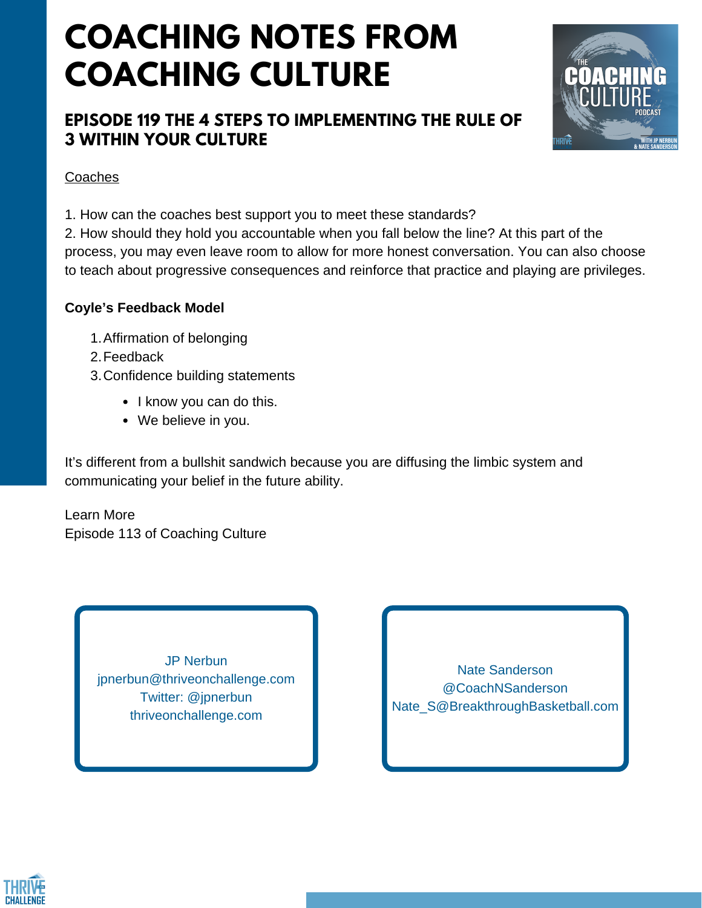# COACHING NOTES FROM COACHING CULTURE

## EPISODE 119 THE 4 STEPS TO IMPLEMENTING THE RULE OF 3 WITHIN YOUR CULTURE

Coaches

1. How can the coaches best support you to meet these standards?
2. How should they hold you accountable when you fall below the line? At this part of the process, you may even leave room to allow for more honest conversation. You can also choose to teach about progressive consequences and reinforce that practice and playing are privileges.

**Coyle's Feedback Model**

1. Affirmation of belonging
2. Feedback
3. Confidence building statements
    - I know you can do this.
    - We believe in you.

It's different from a bullshit sandwich because you are diffusing the limbic system and communicating your belief in the future ability.

Learn More
Episode 113 of Coaching Culture

JP Nerbun
jpnerbun@thriveonchallenge.com
Twitter: @jpnerbun
thriveonchallenge.com

Nate Sanderson
@CoachNSanderson
Nate_S@BreakthroughBasketball.com